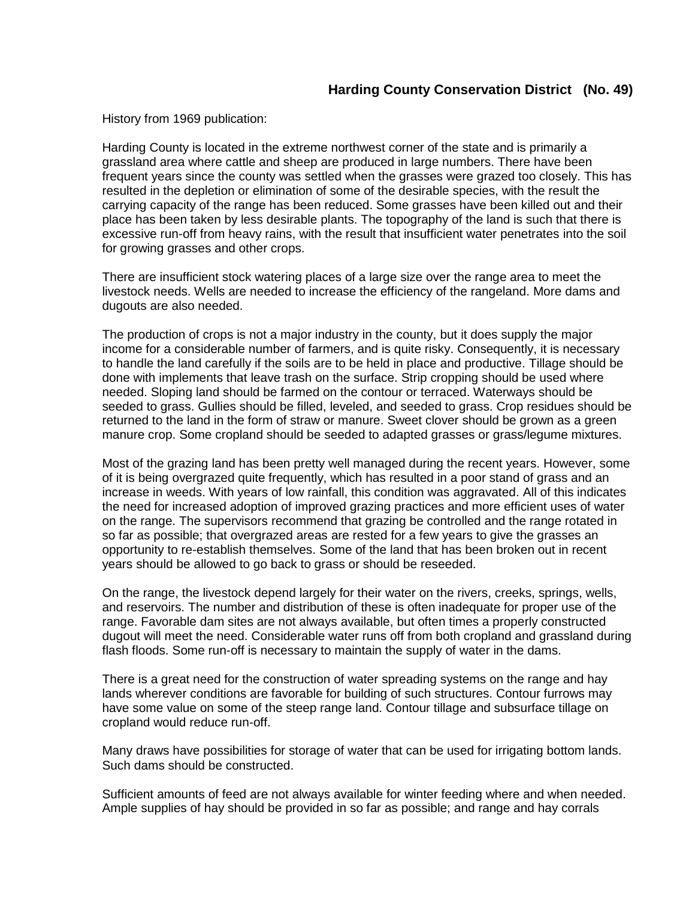## Harding County Conservation District (No. 49)

History from 1969 publication:

Harding County is located in the extreme northwest corner of the state and is primarily a grassland area where cattle and sheep are produced in large numbers. There have been frequent years since the county was settled when the grasses were grazed too closely. This has resulted in the depletion or elimination of some of the desirable species, with the result the carrying capacity of the range has been reduced. Some grasses have been killed out and their place has been taken by less desirable plants. The topography of the land is such that there is excessive run-off from heavy rains, with the result that insufficient water penetrates into the soil for growing grasses and other crops.

There are insufficient stock watering places of a large size over the range area to meet the livestock needs. Wells are needed to increase the efficiency of the rangeland. More dams and dugouts are also needed.

The production of crops is not a major industry in the county, but it does supply the major income for a considerable number of farmers, and is quite risky. Consequently, it is necessary to handle the land carefully if the soils are to be held in place and productive. Tillage should be done with implements that leave trash on the surface. Strip cropping should be used where needed. Sloping land should be farmed on the contour or terraced. Waterways should be seeded to grass. Gullies should be filled, leveled, and seeded to grass. Crop residues should be returned to the land in the form of straw or manure. Sweet clover should be grown as a green manure crop. Some cropland should be seeded to adapted grasses or grass/legume mixtures.

Most of the grazing land has been pretty well managed during the recent years. However, some of it is being overgrazed quite frequently, which has resulted in a poor stand of grass and an increase in weeds. With years of low rainfall, this condition was aggravated. All of this indicates the need for increased adoption of improved grazing practices and more efficient uses of water on the range. The supervisors recommend that grazing be controlled and the range rotated in so far as possible; that overgrazed areas are rested for a few years to give the grasses an opportunity to re-establish themselves. Some of the land that has been broken out in recent years should be allowed to go back to grass or should be reseeded.

On the range, the livestock depend largely for their water on the rivers, creeks, springs, wells, and reservoirs. The number and distribution of these is often inadequate for proper use of the range. Favorable dam sites are not always available, but often times a properly constructed dugout will meet the need. Considerable water runs off from both cropland and grassland during flash floods. Some run-off is necessary to maintain the supply of water in the dams.

There is a great need for the construction of water spreading systems on the range and hay lands wherever conditions are favorable for building of such structures. Contour furrows may have some value on some of the steep range land. Contour tillage and subsurface tillage on cropland would reduce run-off.

Many draws have possibilities for storage of water that can be used for irrigating bottom lands. Such dams should be constructed.

Sufficient amounts of feed are not always available for winter feeding where and when needed. Ample supplies of hay should be provided in so far as possible; and range and hay corrals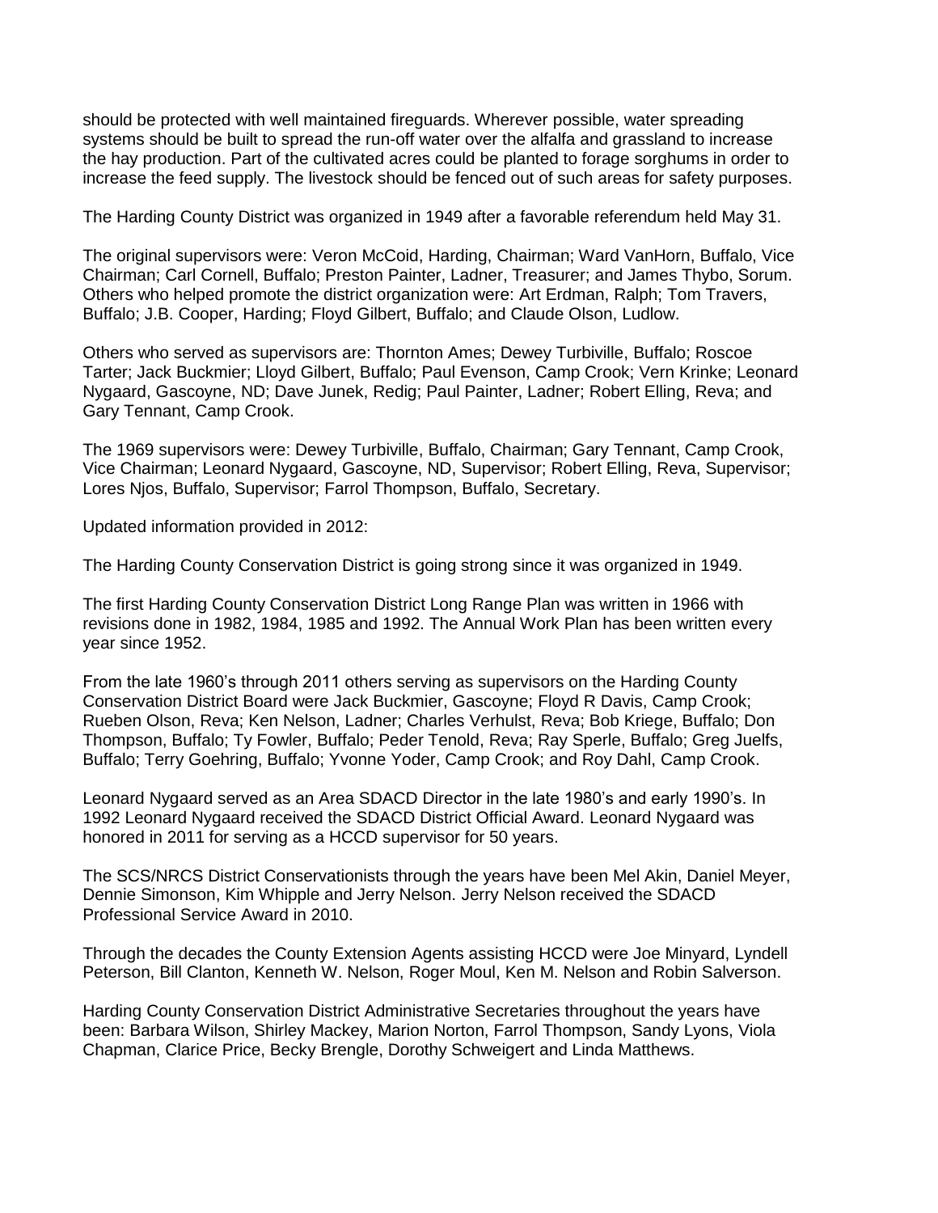should be protected with well maintained fireguards. Wherever possible, water spreading systems should be built to spread the run-off water over the alfalfa and grassland to increase the hay production. Part of the cultivated acres could be planted to forage sorghums in order to increase the feed supply. The livestock should be fenced out of such areas for safety purposes.

The Harding County District was organized in 1949 after a favorable referendum held May 31.

The original supervisors were: Veron McCoid, Harding, Chairman; Ward VanHorn, Buffalo, Vice Chairman; Carl Cornell, Buffalo; Preston Painter, Ladner, Treasurer; and James Thybo, Sorum. Others who helped promote the district organization were: Art Erdman, Ralph; Tom Travers, Buffalo; J.B. Cooper, Harding; Floyd Gilbert, Buffalo; and Claude Olson, Ludlow.

Others who served as supervisors are: Thornton Ames; Dewey Turbiville, Buffalo; Roscoe Tarter; Jack Buckmier; Lloyd Gilbert, Buffalo; Paul Evenson, Camp Crook; Vern Krinke; Leonard Nygaard, Gascoyne, ND; Dave Junek, Redig; Paul Painter, Ladner; Robert Elling, Reva; and Gary Tennant, Camp Crook.

The 1969 supervisors were: Dewey Turbiville, Buffalo, Chairman; Gary Tennant, Camp Crook, Vice Chairman; Leonard Nygaard, Gascoyne, ND, Supervisor; Robert Elling, Reva, Supervisor; Lores Njos, Buffalo, Supervisor; Farrol Thompson, Buffalo, Secretary.

Updated information provided in 2012:

The Harding County Conservation District is going strong since it was organized in 1949.

The first Harding County Conservation District Long Range Plan was written in 1966 with revisions done in 1982, 1984, 1985 and 1992. The Annual Work Plan has been written every year since 1952.

From the late 1960's through 2011 others serving as supervisors on the Harding County Conservation District Board were Jack Buckmier, Gascoyne; Floyd R Davis, Camp Crook; Rueben Olson, Reva; Ken Nelson, Ladner; Charles Verhulst, Reva; Bob Kriege, Buffalo; Don Thompson, Buffalo; Ty Fowler, Buffalo; Peder Tenold, Reva; Ray Sperle, Buffalo; Greg Juelfs, Buffalo; Terry Goehring, Buffalo; Yvonne Yoder, Camp Crook; and Roy Dahl, Camp Crook.

Leonard Nygaard served as an Area SDACD Director in the late 1980's and early 1990's. In 1992 Leonard Nygaard received the SDACD District Official Award. Leonard Nygaard was honored in 2011 for serving as a HCCD supervisor for 50 years.

The SCS/NRCS District Conservationists through the years have been Mel Akin, Daniel Meyer, Dennie Simonson, Kim Whipple and Jerry Nelson. Jerry Nelson received the SDACD Professional Service Award in 2010.

Through the decades the County Extension Agents assisting HCCD were Joe Minyard, Lyndell Peterson, Bill Clanton, Kenneth W. Nelson, Roger Moul, Ken M. Nelson and Robin Salverson.

Harding County Conservation District Administrative Secretaries throughout the years have been: Barbara Wilson, Shirley Mackey, Marion Norton, Farrol Thompson, Sandy Lyons, Viola Chapman, Clarice Price, Becky Brengle, Dorothy Schweigert and Linda Matthews.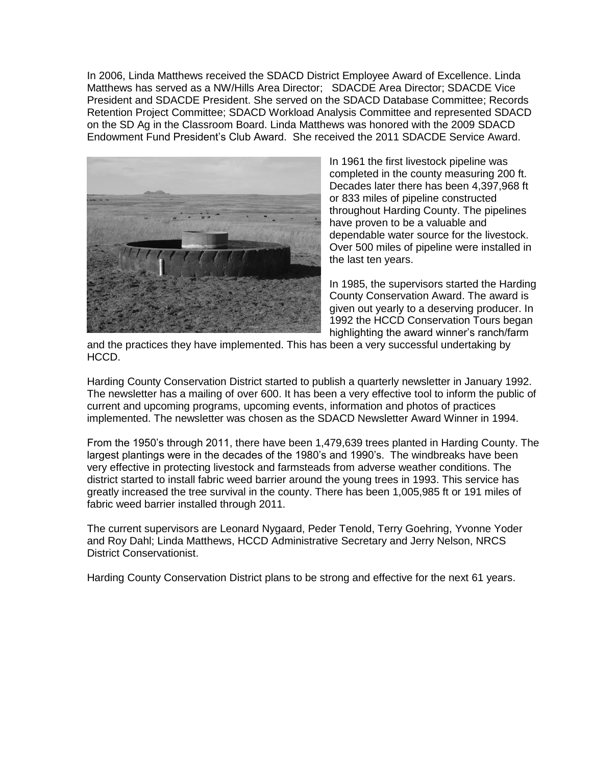In 2006, Linda Matthews received the SDACD District Employee Award of Excellence. Linda Matthews has served as a NW/Hills Area Director; SDACDE Area Director; SDACDE Vice President and SDACDE President. She served on the SDACD Database Committee; Records Retention Project Committee; SDACD Workload Analysis Committee and represented SDACD on the SD Ag in the Classroom Board. Linda Matthews was honored with the 2009 SDACD Endowment Fund President's Club Award. She received the 2011 SDACDE Service Award.

In 1961 the first livestock pipeline was completed in the county measuring 200 ft. Decades later there has been 4,397,968 ft or 833 miles of pipeline constructed throughout Harding County. The pipelines have proven to be a valuable and dependable water source for the livestock. Over 500 miles of pipeline were installed in the last ten years.

In 1985, the supervisors started the Harding County Conservation Award. The award is given out yearly to a deserving producer. In 1992 the HCCD Conservation Tours began highlighting the award winner's ranch/farm and the practices they have implemented. This has been a very successful undertaking by HCCD.

Harding County Conservation District started to publish a quarterly newsletter in January 1992. The newsletter has a mailing of over 600. It has been a very effective tool to inform the public of current and upcoming programs, upcoming events, information and photos of practices implemented. The newsletter was chosen as the SDACD Newsletter Award Winner in 1994.

From the 1950's through 2011, there have been 1,479,639 trees planted in Harding County. The largest plantings were in the decades of the 1980's and 1990's. The windbreaks have been very effective in protecting livestock and farmsteads from adverse weather conditions. The district started to install fabric weed barrier around the young trees in 1993. This service has greatly increased the tree survival in the county. There has been 1,005,985 ft or 191 miles of fabric weed barrier installed through 2011.

The current supervisors are Leonard Nygaard, Peder Tenold, Terry Goehring, Yvonne Yoder and Roy Dahl; Linda Matthews, HCCD Administrative Secretary and Jerry Nelson, NRCS District Conservationist.

Harding County Conservation District plans to be strong and effective for the next 61 years.